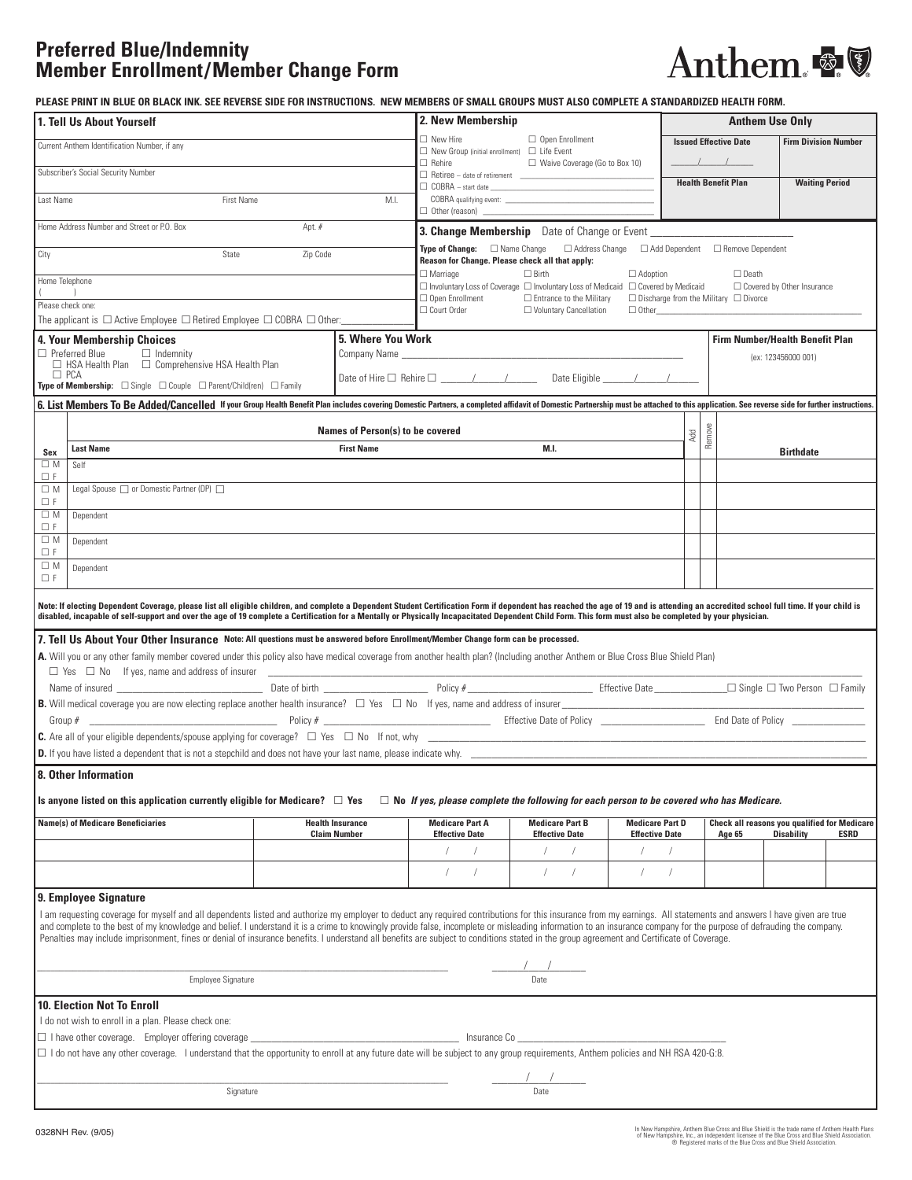# Preferred Blue/Indemnity
# Member Enrollment/Member Change Form

Anthem

**PLEASE PRINT IN BLUE OR BLACK INK. SEE REVERSE SIDE FOR INSTRUCTIONS. NEW MEMBERS OF SMALL GROUPS MUST ALSO COMPLETE A STANDARDIZED HEALTH FORM.**

## 1. Tell Us About Yourself

Current Anthem Identification Number, if any

Subscriber's Social Security Number

Last Name | First Name | M.I.

Home Address Number and Street or P.O. Box | Apt. #

City | State | Zip Code

Home Telephone
( )

Please check one:
The applicant is ☐ Active Employee ☐ Retired Employee ☐ COBRA ☐ Other:_______________

## 2. New Membership

☐ New Hire ☐ Open Enrollment
☐ New Group (initial enrollment) ☐ Life Event
☐ Rehire ☐ Waive Coverage (Go to Box 10)
☐ Retiree – date of retirement _______________
☐ COBRA – start date _______________
COBRA qualifying event: _______________
☐ Other (reason) _______________

## Anthem Use Only

| Issued Effective Date | Firm Division Number |
|---|---|
| ___/___/___ | |
| **Health Benefit Plan** | **Waiting Period** |
| | |

## 3. Change Membership

Date of Change or Event _______________

**Type of Change:** ☐ Name Change ☐ Address Change ☐ Add Dependent ☐ Remove Dependent

**Reason for Change. Please check all that apply:**

☐ Marriage ☐ Birth ☐ Adoption ☐ Death
☐ Involuntary Loss of Coverage ☐ Involuntary Loss of Medicaid ☐ Covered by Medicaid ☐ Covered by Other Insurance
☐ Open Enrollment ☐ Entrance to the Military ☐ Discharge from the Military ☐ Divorce
☐ Court Order ☐ Voluntary Cancellation ☐ Other_______________

## 4. Your Membership Choices

☐ Preferred Blue ☐ Indemnity
☐ HSA Health Plan ☐ Comprehensive HSA Health Plan
☐ PCA

**Type of Membership:** ☐ Single ☐ Couple ☐ Parent/Child(ren) ☐ Family

## 5. Where You Work

Company Name _______________

Date of Hire ☐ Rehire ☐ ___/___/___ Date Eligible ___/___/___

**Firm Number/Health Benefit Plan**
(ex: 123456000 001)

## 6. List Members To Be Added/Cancelled

**If your Group Health Benefit Plan includes covering Domestic Partners, a completed affidavit of Domestic Partnership must be attached to this application. See reverse side for further instructions.**

| Sex | Last Name | First Name | M.I. | Add | Remove | Birthdate |
|---|---|---|---|---|---|---|
| ☐ M ☐ F | Self | | | | | |
| ☐ M ☐ F | Legal Spouse ☐ or Domestic Partner (DP) ☐ | | | | | |
| ☐ M ☐ F | Dependent | | | | | |
| ☐ M ☐ F | Dependent | | | | | |
| ☐ M ☐ F | Dependent | | | | | |

**Note: If electing Dependent Coverage, please list all eligible children, and complete a Dependent Student Certification Form if dependent has reached the age of 19 and is attending an accredited school full time. If your child is disabled, incapable of self-support and over the age of 19 complete a Certification for a Mentally or Physically Incapacitated Dependent Child Form. This form must also be completed by your physician.**

## 7. Tell Us About Your Other Insurance

**Note: All questions must be answered before Enrollment/Member Change form can be processed.**

**A.** Will you or any other family member covered under this policy also have medical coverage from another health plan? (Including another Anthem or Blue Cross Blue Shield Plan)
☐ Yes ☐ No If yes, name and address of insurer _______________
Name of insured _______________ Date of birth _______________ Policy # _______________ Effective Date _______________ ☐ Single ☐ Two Person ☐ Family

**B.** Will medical coverage you are now electing replace another health insurance? ☐ Yes ☐ No If yes, name and address of insurer _______________
Group # _______________ Policy # _______________ Effective Date of Policy _______________ End Date of Policy _______________

**C.** Are all of your eligible dependents/spouse applying for coverage? ☐ Yes ☐ No If not, why _______________

**D.** If you have listed a dependent that is not a stepchild and does not have your last name, please indicate why. _______________

## 8. Other Information

**Is anyone listed on this application currently eligible for Medicare?** ☐ **Yes** ☐ **No** ***If yes, please complete the following for each person to be covered who has Medicare.***

| Name(s) of Medicare Beneficiaries | Health Insurance Claim Number | Medicare Part A Effective Date | Medicare Part B Effective Date | Medicare Part D Effective Date | Check all reasons you qualified for Medicare: Age 65 | Disability | ESRD |
|---|---|---|---|---|---|---|---|
| | | / / | / / | / / | | | |
| | | / / | / / | / / | | | |

## 9. Employee Signature

I am requesting coverage for myself and all dependents listed and authorize my employer to deduct any required contributions for this insurance from my earnings. All statements and answers I have given are true and complete to the best of my knowledge and belief. I understand it is a crime to knowingly provide false, incomplete or misleading information to an insurance company for the purpose of defrauding the company. Penalties may include imprisonment, fines or denial of insurance benefits. I understand all benefits are subject to conditions stated in the group agreement and Certificate of Coverage.

_______________ Employee Signature ___/___/___ Date

## 10. Election Not To Enroll

I do not wish to enroll in a plan. Please check one:

☐ I have other coverage. Employer offering coverage _______________ Insurance Co _______________

☐ I do not have any other coverage. I understand that the opportunity to enroll at any future date will be subject to any group requirements, Anthem policies and NH RSA 420-G:8.

_______________ Signature ___/___/___ Date

0328NH Rev. (9/05)

In New Hampshire, Anthem Blue Cross and Blue Shield is the trade name of Anthem Health Plans of New Hampshire, Inc., an independent licensee of the Blue Cross and Blue Shield Association. ® Registered marks of the Blue Cross and Blue Shield Association.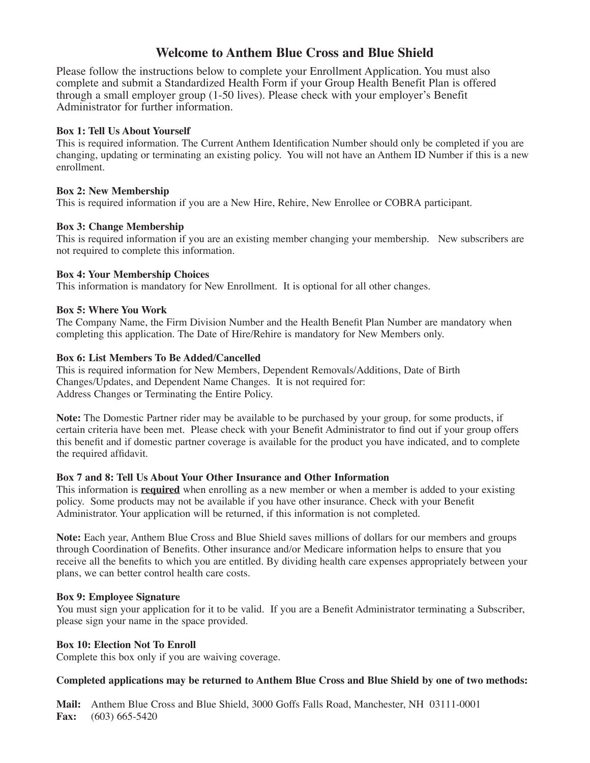# Welcome to Anthem Blue Cross and Blue Shield

Please follow the instructions below to complete your Enrollment Application. You must also complete and submit a Standardized Health Form if your Group Health Benefit Plan is offered through a small employer group (1-50 lives). Please check with your employer's Benefit Administrator for further information.

**Box 1: Tell Us About Yourself**
This is required information. The Current Anthem Identification Number should only be completed if you are changing, updating or terminating an existing policy. You will not have an Anthem ID Number if this is a new enrollment.

**Box 2: New Membership**
This is required information if you are a New Hire, Rehire, New Enrollee or COBRA participant.

**Box 3: Change Membership**
This is required information if you are an existing member changing your membership. New subscribers are not required to complete this information.

**Box 4: Your Membership Choices**
This information is mandatory for New Enrollment. It is optional for all other changes.

**Box 5: Where You Work**
The Company Name, the Firm Division Number and the Health Benefit Plan Number are mandatory when completing this application. The Date of Hire/Rehire is mandatory for New Members only.

**Box 6: List Members To Be Added/Cancelled**
This is required information for New Members, Dependent Removals/Additions, Date of Birth Changes/Updates, and Dependent Name Changes. It is not required for:
Address Changes or Terminating the Entire Policy.

**Note:** The Domestic Partner rider may be available to be purchased by your group, for some products, if certain criteria have been met. Please check with your Benefit Administrator to find out if your group offers this benefit and if domestic partner coverage is available for the product you have indicated, and to complete the required affidavit.

**Box 7 and 8: Tell Us About Your Other Insurance and Other Information**
This information is **required** when enrolling as a new member or when a member is added to your existing policy. Some products may not be available if you have other insurance. Check with your Benefit Administrator. Your application will be returned, if this information is not completed.

**Note:** Each year, Anthem Blue Cross and Blue Shield saves millions of dollars for our members and groups through Coordination of Benefits. Other insurance and/or Medicare information helps to ensure that you receive all the benefits to which you are entitled. By dividing health care expenses appropriately between your plans, we can better control health care costs.

**Box 9: Employee Signature**
You must sign your application for it to be valid. If you are a Benefit Administrator terminating a Subscriber, please sign your name in the space provided.

**Box 10: Election Not To Enroll**
Complete this box only if you are waiving coverage.

**Completed applications may be returned to Anthem Blue Cross and Blue Shield by one of two methods:**

**Mail:** Anthem Blue Cross and Blue Shield, 3000 Goffs Falls Road, Manchester, NH 03111-0001
**Fax:** (603) 665-5420